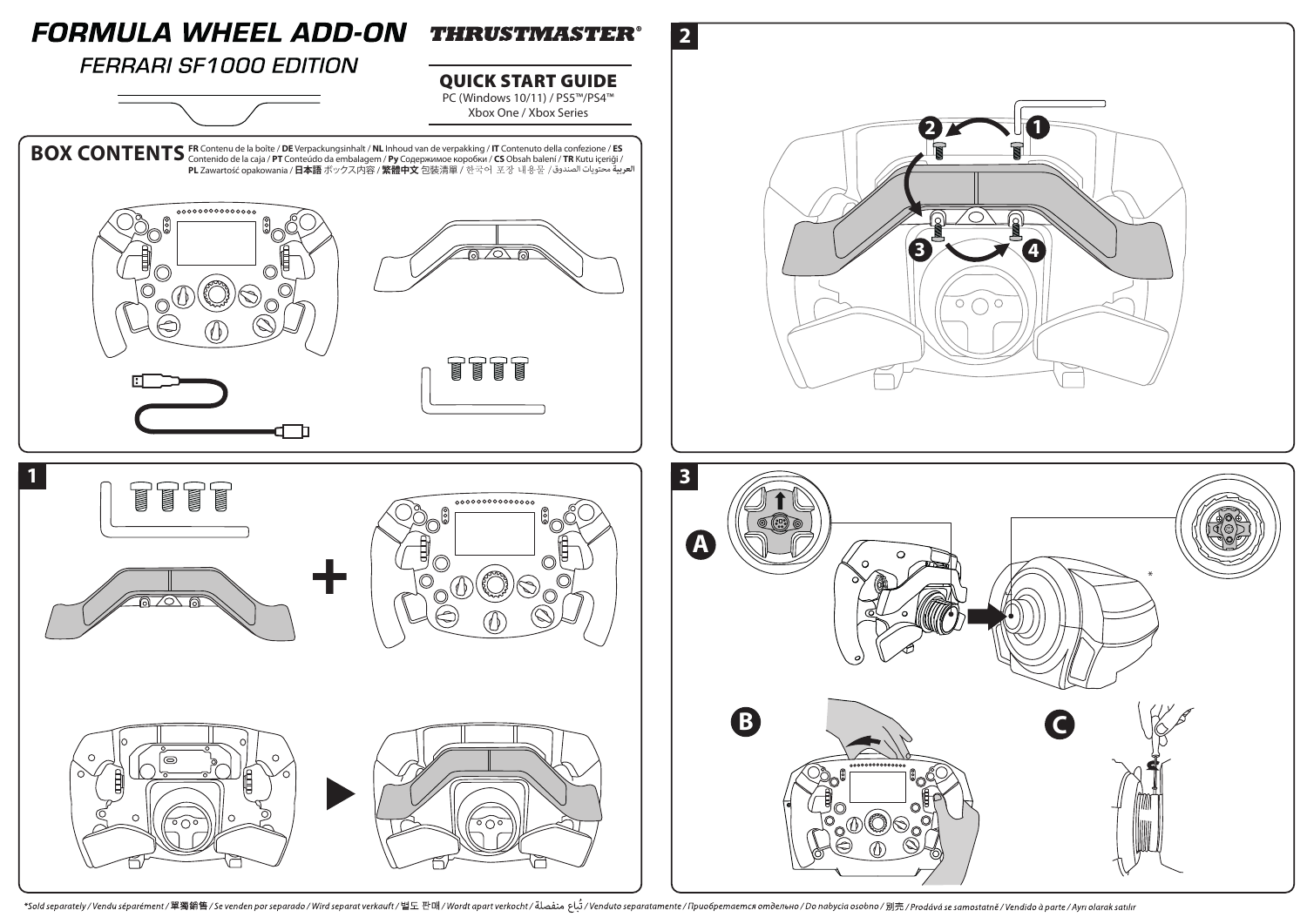# FORMULA WHEEL ADD-ON

## FERRARI SF1000 EDITION

**THRUSTMASTER®**

## QUICK START GUIDE

PC (Windows 10/11) / PS5™/PS4™
Xbox One / Xbox Series

## BOX CONTENTS

**FR** Contenu de la boîte / **DE** Verpackungsinhalt / **NL** Inhoud van de verpakking / **IT** Contenuto della confezione / **ES** Contenido de la caja / **PT** Conteúdo da embalagem / **Ру** Содержимое коробки / **CS** Obsah balení / **TR** Kutu içeriği / **PL** Zawartość opakowania / **日本語** ボックス内容 / **繁體中文** 包裝清單 / 한국어 포장 내용물 / العربية محتويات الصندوق

**1**

**2**

**3**

**A**

**B**

**C**

*Sold separately / Vendu séparément / 單獨銷售 / Se venden por separado / Wird separat verkauft / 별도 판매 / Wordt apart verkocht / تُباع منفصلة / Venduto separatamente / Приобретается отдельно / Do nabycia osobno / 別売 / Prodává se samostatně / Vendido à parte / Ayrı olarak satılır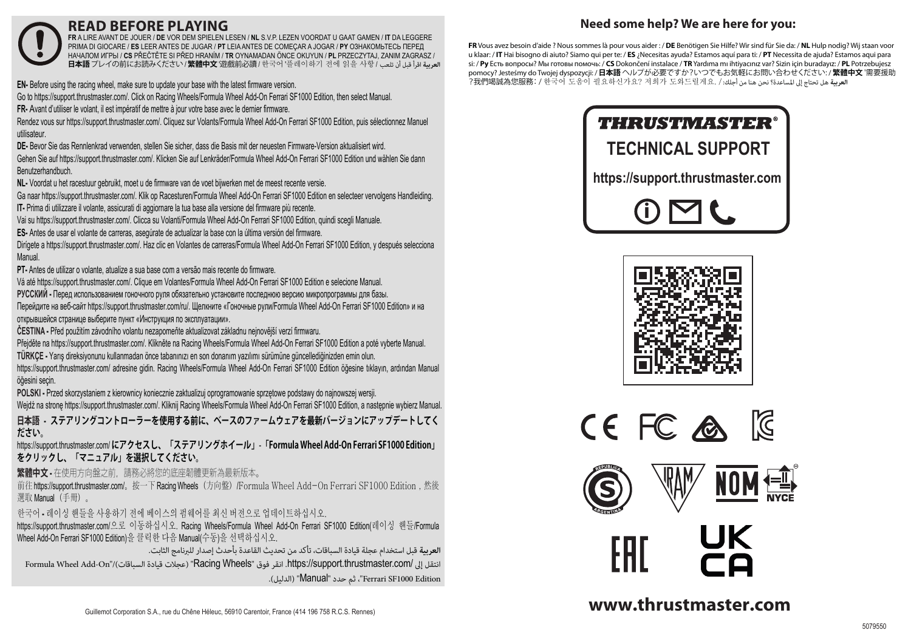# READ BEFORE PLAYING

**FR** A LIRE AVANT DE JOUER / **DE** VOR DEM SPIELEN LESEN / **NL** S.V.P. LEZEN VOORDAT U GAAT GAMEN / **IT** DA LEGGERE PRIMA DI GIOCARE / **ES** LEER ANTES DE JUGAR / **PT** LEIA ANTES DE COMEÇAR A JOGAR / **РУ** ОЗНАКОМЬТЕСЬ ПЕРЕД НАЧАЛОМ ИГРЫ / **CS** PŘEČTĚTE SI PŘED HRANÍM / **TR** OYNAMADAN ÖNCE OKUYUN / **PL** PRZECZYTAJ, ZANIM ZAGRASZ / **日本語** プレイの前にお読みください / **繁體中文** 遊戲前必讀 / 한국어 '플레이하기 전에 읽을 사항 / **العربية** اقرأ قبل أن تلعب

**EN-** Before using the racing wheel, make sure to update your base with the latest firmware version.
Go to https://support.thrustmaster.com/. Click on Racing Wheels/Formula Wheel Add-On Ferrari SF1000 Edition, then select Manual.

**FR-** Avant d'utiliser le volant, il est impératif de mettre à jour votre base avec le dernier firmware.
Rendez vous sur https://support.thrustmaster.com/. Cliquez sur Volants/Formula Wheel Add-On Ferrari SF1000 Edition, puis sélectionnez Manuel utilisateur.

**DE-** Bevor Sie das Rennlenkrad verwenden, stellen Sie sicher, dass die Basis mit der neuesten Firmware-Version aktualisiert wird.
Gehen Sie auf https://support.thrustmaster.com/. Klicken Sie auf Lenkräder/Formula Wheel Add-On Ferrari SF1000 Edition und wählen Sie dann Benutzerhandbuch.

**NL-** Voordat u het racestuur gebruikt, moet u de firmware van de voet bijwerken met de meest recente versie.
Ga naar https://support.thrustmaster.com/. Klik op Racesturen/Formula Wheel Add-On Ferrari SF1000 Edition en selecteer vervolgens Handleiding.

**IT-** Prima di utilizzare il volante, assicurati di aggiornare la tua base alla versione del firmware più recente.
Vai su https://support.thrustmaster.com/. Clicca su Volanti/Formula Wheel Add-On Ferrari SF1000 Edition, quindi scegli Manuale.

**ES-** Antes de usar el volante de carreras, asegúrate de actualizar la base con la última versión del firmware.
Dirígete a https://support.thrustmaster.com/. Haz clic en Volantes de carreras/Formula Wheel Add-On Ferrari SF1000 Edition, y después selecciona Manual.

**PT-** Antes de utilizar o volante, atualize a sua base com a versão mais recente do firmware.
Vá até https://support.thrustmaster.com/. Clique em Volantes/Formula Wheel Add-On Ferrari SF1000 Edition e selecione Manual.

**РУССКИЙ -** Перед использованием гоночного руля обязательно установите последнюю версию микропрограммы для базы.
Перейдите на веб-сайт https://support.thrustmaster.com/ru/. Щелкните «Гоночные рули/Formula Wheel Add-On Ferrari SF1000 Edition» и на открывшейся странице выберите пункт «Инструкция по эксплуатации».

**ČESTINA -** Před použitím závodního volantu nezapomeňte aktualizovat základnu nejnovější verzí firmwaru.
Přejděte na https://support.thrustmaster.com/. Klikněte na Racing Wheels/Formula Wheel Add-On Ferrari SF1000 Edition a poté vyberte Manual.

**TÜRKÇE -** Yarış direksiyonunu kullanmadan önce tabanınızı en son donanım yazılımı sürümüne güncellediğinizden emin olun.
https://support.thrustmaster.com/ adresine gidin. Racing Wheels/Formula Wheel Add-On Ferrari SF1000 Edition öğesine tıklayın, ardından Manual öğesini seçin.

**POLSKI -** Przed skorzystaniem z kierownicy koniecznie zaktualizuj oprogramowanie sprzętowe podstawy do najnowszej wersji.
Wejdź na stronę https://support.thrustmaster.com/. Kliknij Racing Wheels/Formula Wheel Add-On Ferrari SF1000 Edition, a następnie wybierz Manual.

**日本語 - ステアリングコントローラーを使用する前に、ベースのファームウェアを最新バージョンにアップデートしてください。**
https://support.thrustmaster.com/ にアクセスし、「ステアリングホイール」-「Formula Wheel Add-On Ferrari SF1000 Edition」をクリックし、「マニュアル」を選択してください。

**繁體中文 -** 在使用方向盤之前，請務必將您的底座韌體更新為最新版本。
前往https://support.thrustmaster.com/。按一下Racing Wheels（方向盤）/Formula Wheel Add-On Ferrari SF1000 Edition，然後選取Manual（手冊）。

한국어 **-** 레이싱 핸들을 사용하기 전에 베이스의 펌웨어를 최신 버전으로 업데이트하십시오.
https://support.thrustmaster.com/으로 이동하십시오. Racing Wheels/Formula Wheel Add-On Ferrari SF1000 Edition(레이싱 핸들/Formula Wheel Add-On Ferrari SF1000 Edition)을 클릭한 다음 Manual(수동)을 선택하십시오.

**العربية** قبل استخدام عجلة قيادة السباقات، تأكد من تحديث القاعدة بأحدث إصدار للبرنامج الثابت.
انتقل إلى /https://support.thrustmaster.com. انقر فوق "Racing Wheels" (عجلات قيادة السباقات)/"Formula Wheel Add-On Ferrari SF1000 Edition"، ثم حدد "Manual" (الدليل).

Guillemot Corporation S.A., rue du Chêne Héleuc, 56910 Carentoir, France (414 196 758 R.C.S. Rennes)

## Need some help? We are here for you:

**FR** Vous avez besoin d'aide ? Nous sommes là pour vous aider : / **DE** Benötigen Sie Hilfe? Wir sind für Sie da: / **NL** Hulp nodig? Wij staan voor u klaar: / **IT** Hai bisogno di aiuto? Siamo qui per te: / **ES** ¿Necesitas ayuda? Estamos aquí para ti: / **PT** Necessita de ajuda? Estamos aqui para si: / **Py** Есть вопросы? Мы готовы помочь: / **CS** Dokončení instalace / **TR** Yardıma mı ihtiyacınız var? Sizin için buradayız: / **PL** Potrzebujesz pomocy? Jesteśmy do Twojej dyspozycji: / **日本語** ヘルプが必要ですか?いつでもお気軽にお問い合わせください: / **繁體中文** '需要援助?我們竭誠為您服務：/ 한국어 도움이 필요하신가요? 저희가 도와드릴게요. / **العربية** هل تحتاج إلى المساعدة؟ نحن هنا من أجلك:

**THRUSTMASTER®**
**TECHNICAL SUPPORT**
**https://support.thrustmaster.com**

**www.thrustmaster.com**

5079550